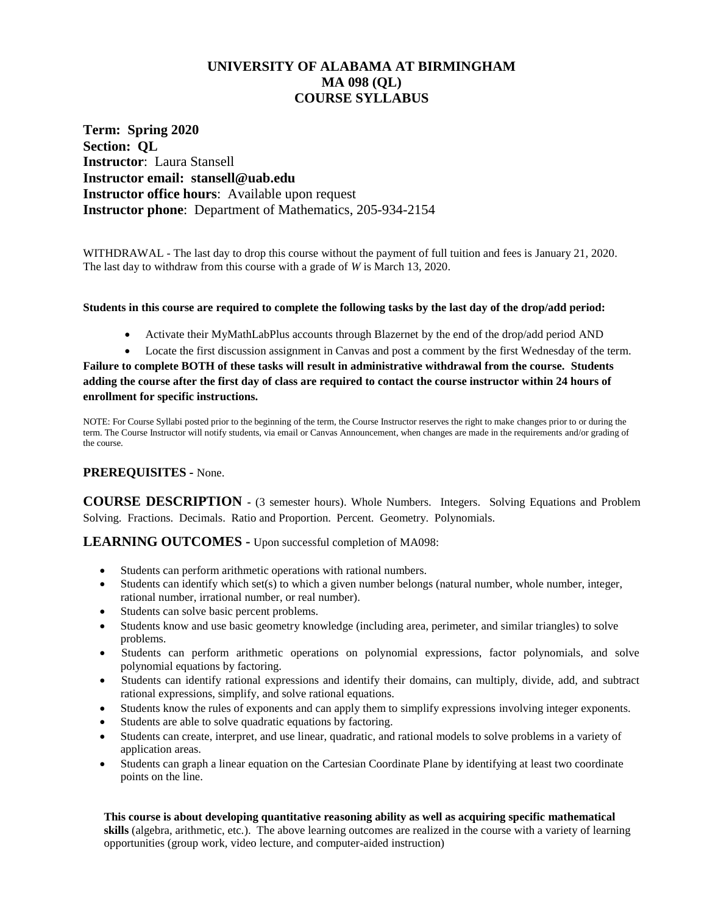# UNIVERSITY OF ALABAMA AT BIRMINGHAM
# MA 098 (QL)
# COURSE SYLLABUS

**Term: Spring 2020**
**Section: QL**
**Instructor**: Laura Stansell
**Instructor email: stansell@uab.edu**
**Instructor office hours**: Available upon request
**Instructor phone**: Department of Mathematics, 205-934-2154

WITHDRAWAL - The last day to drop this course without the payment of full tuition and fees is January 21, 2020. The last day to withdraw from this course with a grade of *W* is March 13, 2020.

**Students in this course are required to complete the following tasks by the last day of the drop/add period:**

- Activate their MyMathLabPlus accounts through Blazernet by the end of the drop/add period AND
- Locate the first discussion assignment in Canvas and post a comment by the first Wednesday of the term.

**Failure to complete BOTH of these tasks will result in administrative withdrawal from the course. Students adding the course after the first day of class are required to contact the course instructor within 24 hours of enrollment for specific instructions.**

NOTE: For Course Syllabi posted prior to the beginning of the term, the Course Instructor reserves the right to make changes prior to or during the term. The Course Instructor will notify students, via email or Canvas Announcement, when changes are made in the requirements and/or grading of the course.

**PREREQUISITES -** None.

**COURSE DESCRIPTION** - (3 semester hours). Whole Numbers. Integers. Solving Equations and Problem Solving. Fractions. Decimals. Ratio and Proportion. Percent. Geometry. Polynomials.

**LEARNING OUTCOMES -** Upon successful completion of MA098:

- Students can perform arithmetic operations with rational numbers.
- Students can identify which set(s) to which a given number belongs (natural number, whole number, integer, rational number, irrational number, or real number).
- Students can solve basic percent problems.
- Students know and use basic geometry knowledge (including area, perimeter, and similar triangles) to solve problems.
- Students can perform arithmetic operations on polynomial expressions, factor polynomials, and solve polynomial equations by factoring.
- Students can identify rational expressions and identify their domains, can multiply, divide, add, and subtract rational expressions, simplify, and solve rational equations.
- Students know the rules of exponents and can apply them to simplify expressions involving integer exponents.
- Students are able to solve quadratic equations by factoring.
- Students can create, interpret, and use linear, quadratic, and rational models to solve problems in a variety of application areas.
- Students can graph a linear equation on the Cartesian Coordinate Plane by identifying at least two coordinate points on the line.

**This course is about developing quantitative reasoning ability as well as acquiring specific mathematical skills** (algebra, arithmetic, etc.). The above learning outcomes are realized in the course with a variety of learning opportunities (group work, video lecture, and computer-aided instruction)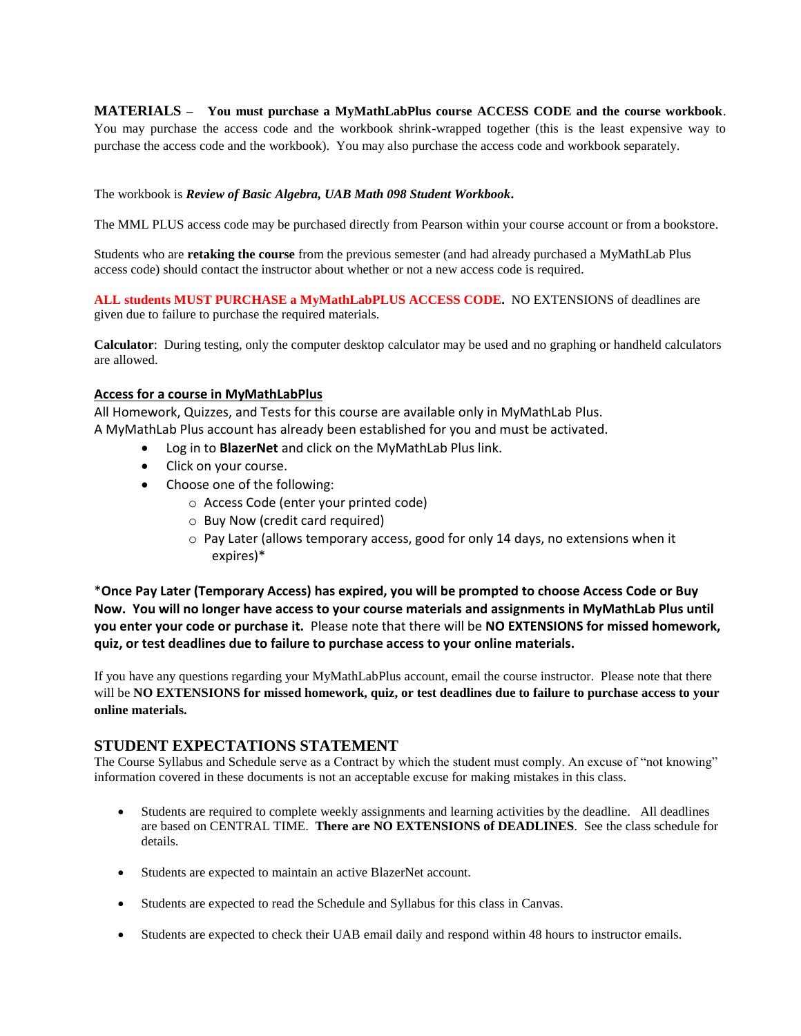**MATERIALS – You must purchase a MyMathLabPlus course ACCESS CODE and the course workbook**. You may purchase the access code and the workbook shrink-wrapped together (this is the least expensive way to purchase the access code and the workbook). You may also purchase the access code and workbook separately.

The workbook is ***Review of Basic Algebra, UAB Math 098 Student Workbook***.

The MML PLUS access code may be purchased directly from Pearson within your course account or from a bookstore.

Students who are **retaking the course** from the previous semester (and had already purchased a MyMathLab Plus access code) should contact the instructor about whether or not a new access code is required.

**ALL students MUST PURCHASE a MyMathLabPLUS ACCESS CODE.** NO EXTENSIONS of deadlines are given due to failure to purchase the required materials.

**Calculator**: During testing, only the computer desktop calculator may be used and no graphing or handheld calculators are allowed.

**Access for a course in MyMathLabPlus**

All Homework, Quizzes, and Tests for this course are available only in MyMathLab Plus.
A MyMathLab Plus account has already been established for you and must be activated.

- Log in to **BlazerNet** and click on the MyMathLab Plus link.
- Click on your course.
- Choose one of the following:
  - Access Code (enter your printed code)
  - Buy Now (credit card required)
  - Pay Later (allows temporary access, good for only 14 days, no extensions when it expires)*

*__Once Pay Later (Temporary Access) has expired, you will be prompted to choose Access Code or Buy Now. You will no longer have access to your course materials and assignments in MyMathLab Plus until you enter your code or purchase it.__ Please note that there will be **NO EXTENSIONS for missed homework, quiz, or test deadlines due to failure to purchase access to your online materials.**

If you have any questions regarding your MyMathLabPlus account, email the course instructor. Please note that there will be **NO EXTENSIONS for missed homework, quiz, or test deadlines due to failure to purchase access to your online materials.**

## STUDENT EXPECTATIONS STATEMENT

The Course Syllabus and Schedule serve as a Contract by which the student must comply. An excuse of "not knowing" information covered in these documents is not an acceptable excuse for making mistakes in this class.

- Students are required to complete weekly assignments and learning activities by the deadline. All deadlines are based on CENTRAL TIME. **There are NO EXTENSIONS of DEADLINES**. See the class schedule for details.
- Students are expected to maintain an active BlazerNet account.
- Students are expected to read the Schedule and Syllabus for this class in Canvas.
- Students are expected to check their UAB email daily and respond within 48 hours to instructor emails.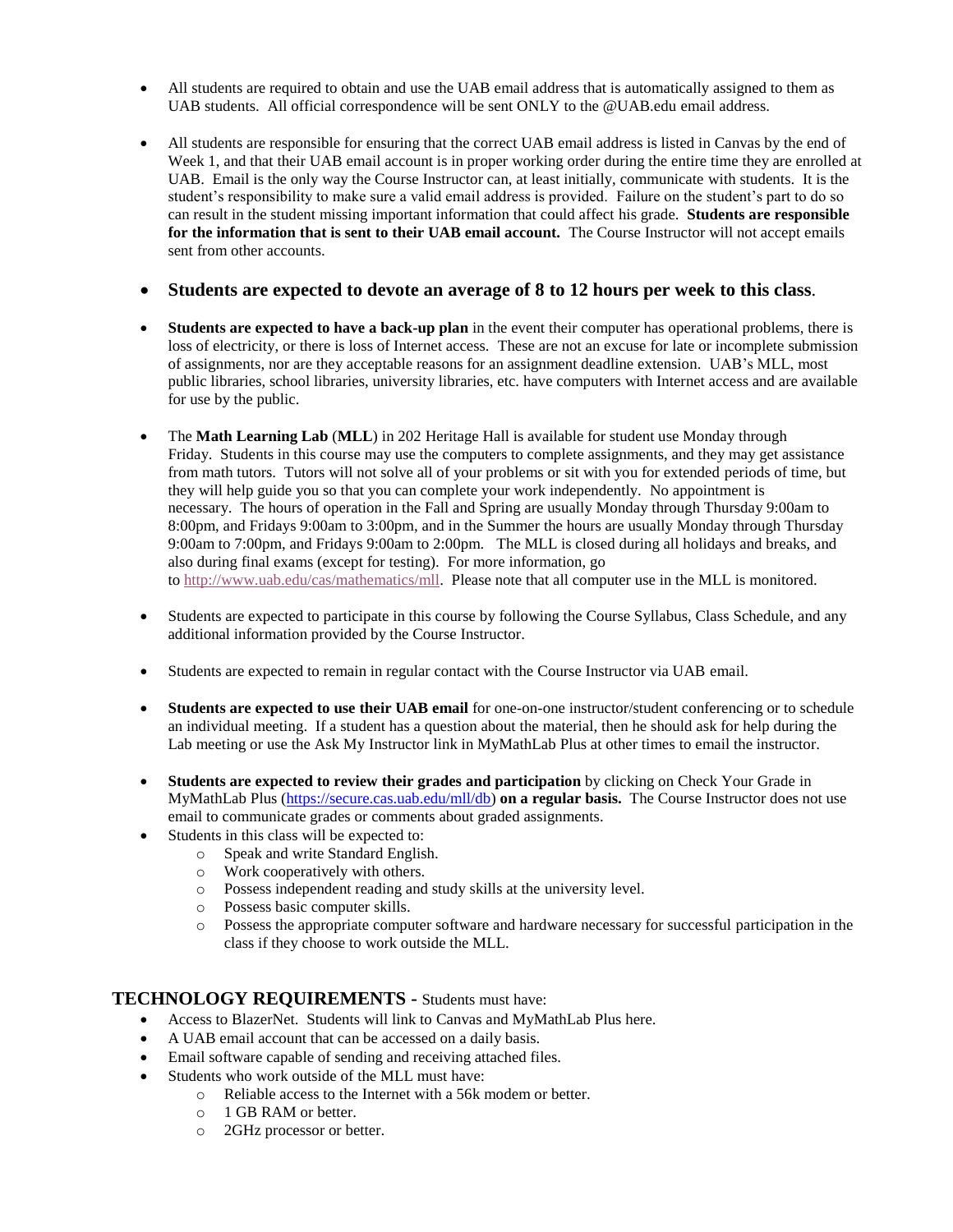- All students are required to obtain and use the UAB email address that is automatically assigned to them as UAB students. All official correspondence will be sent ONLY to the @UAB.edu email address.

- All students are responsible for ensuring that the correct UAB email address is listed in Canvas by the end of Week 1, and that their UAB email account is in proper working order during the entire time they are enrolled at UAB. Email is the only way the Course Instructor can, at least initially, communicate with students. It is the student's responsibility to make sure a valid email address is provided. Failure on the student's part to do so can result in the student missing important information that could affect his grade. **Students are responsible for the information that is sent to their UAB email account.** The Course Instructor will not accept emails sent from other accounts.

- **Students are expected to devote an average of 8 to 12 hours per week to this class**.

- **Students are expected to have a back-up plan** in the event their computer has operational problems, there is loss of electricity, or there is loss of Internet access. These are not an excuse for late or incomplete submission of assignments, nor are they acceptable reasons for an assignment deadline extension. UAB's MLL, most public libraries, school libraries, university libraries, etc. have computers with Internet access and are available for use by the public.

- The **Math Learning Lab** (**MLL**) in 202 Heritage Hall is available for student use Monday through Friday. Students in this course may use the computers to complete assignments, and they may get assistance from math tutors. Tutors will not solve all of your problems or sit with you for extended periods of time, but they will help guide you so that you can complete your work independently. No appointment is necessary. The hours of operation in the Fall and Spring are usually Monday through Thursday 9:00am to 8:00pm, and Fridays 9:00am to 3:00pm, and in the Summer the hours are usually Monday through Thursday 9:00am to 7:00pm, and Fridays 9:00am to 2:00pm. The MLL is closed during all holidays and breaks, and also during final exams (except for testing). For more information, go to http://www.uab.edu/cas/mathematics/mll. Please note that all computer use in the MLL is monitored.

- Students are expected to participate in this course by following the Course Syllabus, Class Schedule, and any additional information provided by the Course Instructor.

- Students are expected to remain in regular contact with the Course Instructor via UAB email.

- **Students are expected to use their UAB email** for one-on-one instructor/student conferencing or to schedule an individual meeting. If a student has a question about the material, then he should ask for help during the Lab meeting or use the Ask My Instructor link in MyMathLab Plus at other times to email the instructor.

- **Students are expected to review their grades and participation** by clicking on Check Your Grade in MyMathLab Plus (https://secure.cas.uab.edu/mll/db) **on a regular basis.** The Course Instructor does not use email to communicate grades or comments about graded assignments.
- Students in this class will be expected to:
  - Speak and write Standard English.
  - Work cooperatively with others.
  - Possess independent reading and study skills at the university level.
  - Possess basic computer skills.
  - Possess the appropriate computer software and hardware necessary for successful participation in the class if they choose to work outside the MLL.

## TECHNOLOGY REQUIREMENTS - Students must have:

- Access to BlazerNet. Students will link to Canvas and MyMathLab Plus here.
- A UAB email account that can be accessed on a daily basis.
- Email software capable of sending and receiving attached files.
- Students who work outside of the MLL must have:
  - Reliable access to the Internet with a 56k modem or better.
  - 1 GB RAM or better.
  - 2GHz processor or better.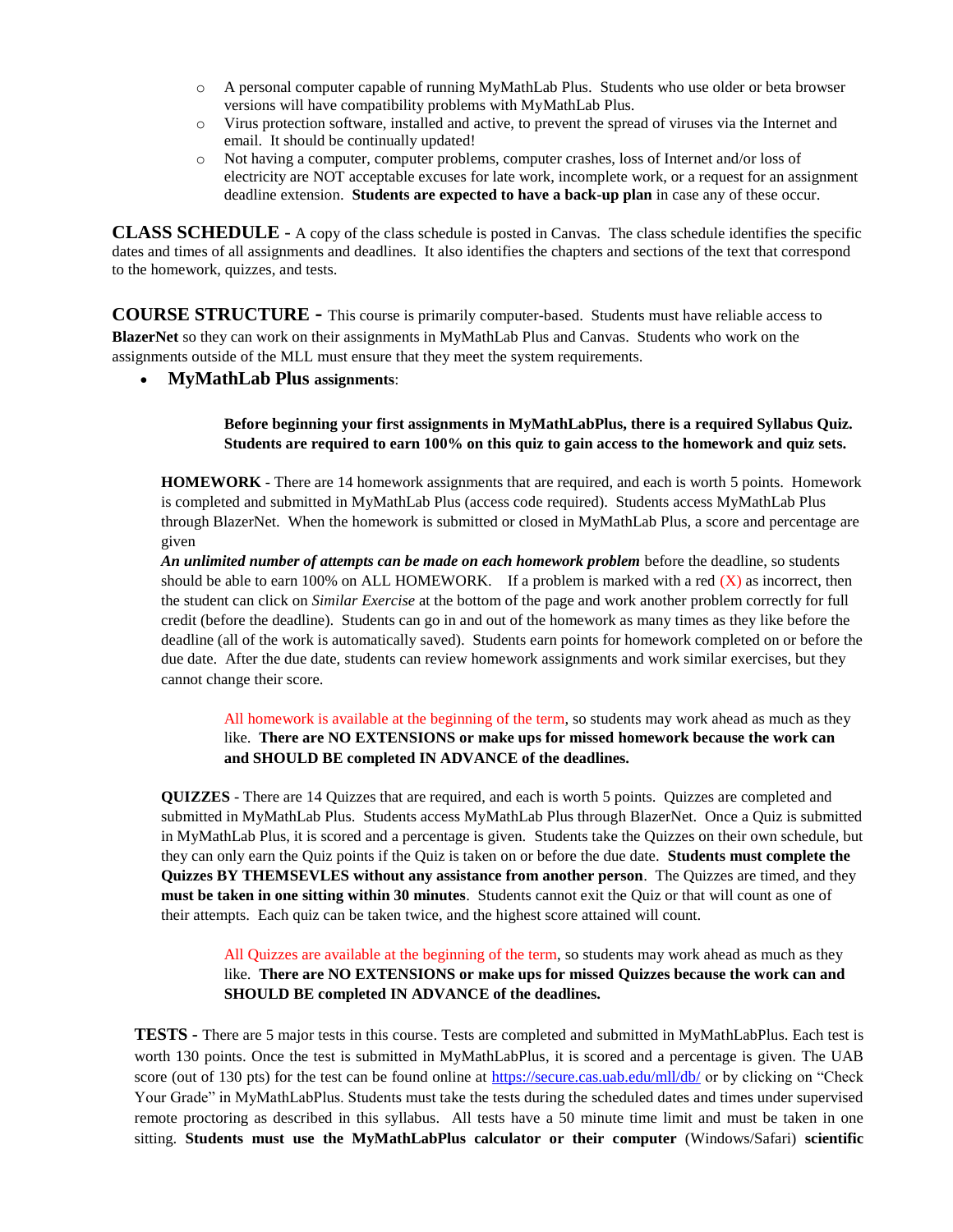- A personal computer capable of running MyMathLab Plus. Students who use older or beta browser versions will have compatibility problems with MyMathLab Plus.
- Virus protection software, installed and active, to prevent the spread of viruses via the Internet and email. It should be continually updated!
- Not having a computer, computer problems, computer crashes, loss of Internet and/or loss of electricity are NOT acceptable excuses for late work, incomplete work, or a request for an assignment deadline extension. **Students are expected to have a back-up plan** in case any of these occur.

**CLASS SCHEDULE -** A copy of the class schedule is posted in Canvas. The class schedule identifies the specific dates and times of all assignments and deadlines. It also identifies the chapters and sections of the text that correspond to the homework, quizzes, and tests.

**COURSE STRUCTURE -** This course is primarily computer-based. Students must have reliable access to **BlazerNet** so they can work on their assignments in MyMathLab Plus and Canvas. Students who work on the assignments outside of the MLL must ensure that they meet the system requirements.

- **MyMathLab Plus assignments**:

  **Before beginning your first assignments in MyMathLabPlus, there is a required Syllabus Quiz. Students are required to earn 100% on this quiz to gain access to the homework and quiz sets.**

  **HOMEWORK** - There are 14 homework assignments that are required, and each is worth 5 points. Homework is completed and submitted in MyMathLab Plus (access code required). Students access MyMathLab Plus through BlazerNet. When the homework is submitted or closed in MyMathLab Plus, a score and percentage are given

  ***An unlimited number of attempts can be made on each homework problem*** before the deadline, so students should be able to earn 100% on ALL HOMEWORK. If a problem is marked with a red (X) as incorrect, then the student can click on *Similar Exercise* at the bottom of the page and work another problem correctly for full credit (before the deadline). Students can go in and out of the homework as many times as they like before the deadline (all of the work is automatically saved). Students earn points for homework completed on or before the due date. After the due date, students can review homework assignments and work similar exercises, but they cannot change their score.

  All homework is available at the beginning of the term, so students may work ahead as much as they like. **There are NO EXTENSIONS or make ups for missed homework because the work can and SHOULD BE completed IN ADVANCE of the deadlines.**

  **QUIZZES** - There are 14 Quizzes that are required, and each is worth 5 points. Quizzes are completed and submitted in MyMathLab Plus. Students access MyMathLab Plus through BlazerNet. Once a Quiz is submitted in MyMathLab Plus, it is scored and a percentage is given. Students take the Quizzes on their own schedule, but they can only earn the Quiz points if the Quiz is taken on or before the due date. **Students must complete the Quizzes BY THEMSEVLES without any assistance from another person**. The Quizzes are timed, and they **must be taken in one sitting within 30 minutes**. Students cannot exit the Quiz or that will count as one of their attempts. Each quiz can be taken twice, and the highest score attained will count.

  All Quizzes are available at the beginning of the term, so students may work ahead as much as they like. **There are NO EXTENSIONS or make ups for missed Quizzes because the work can and SHOULD BE completed IN ADVANCE of the deadlines.**

**TESTS -** There are 5 major tests in this course. Tests are completed and submitted in MyMathLabPlus. Each test is worth 130 points. Once the test is submitted in MyMathLabPlus, it is scored and a percentage is given. The UAB score (out of 130 pts) for the test can be found online at [https://secure.cas.uab.edu/mll/db/](https://secure.cas.uab.edu/mll/db/) or by clicking on "Check Your Grade" in MyMathLabPlus. Students must take the tests during the scheduled dates and times under supervised remote proctoring as described in this syllabus. All tests have a 50 minute time limit and must be taken in one sitting. **Students must use the MyMathLabPlus calculator or their computer** (Windows/Safari) **scientific**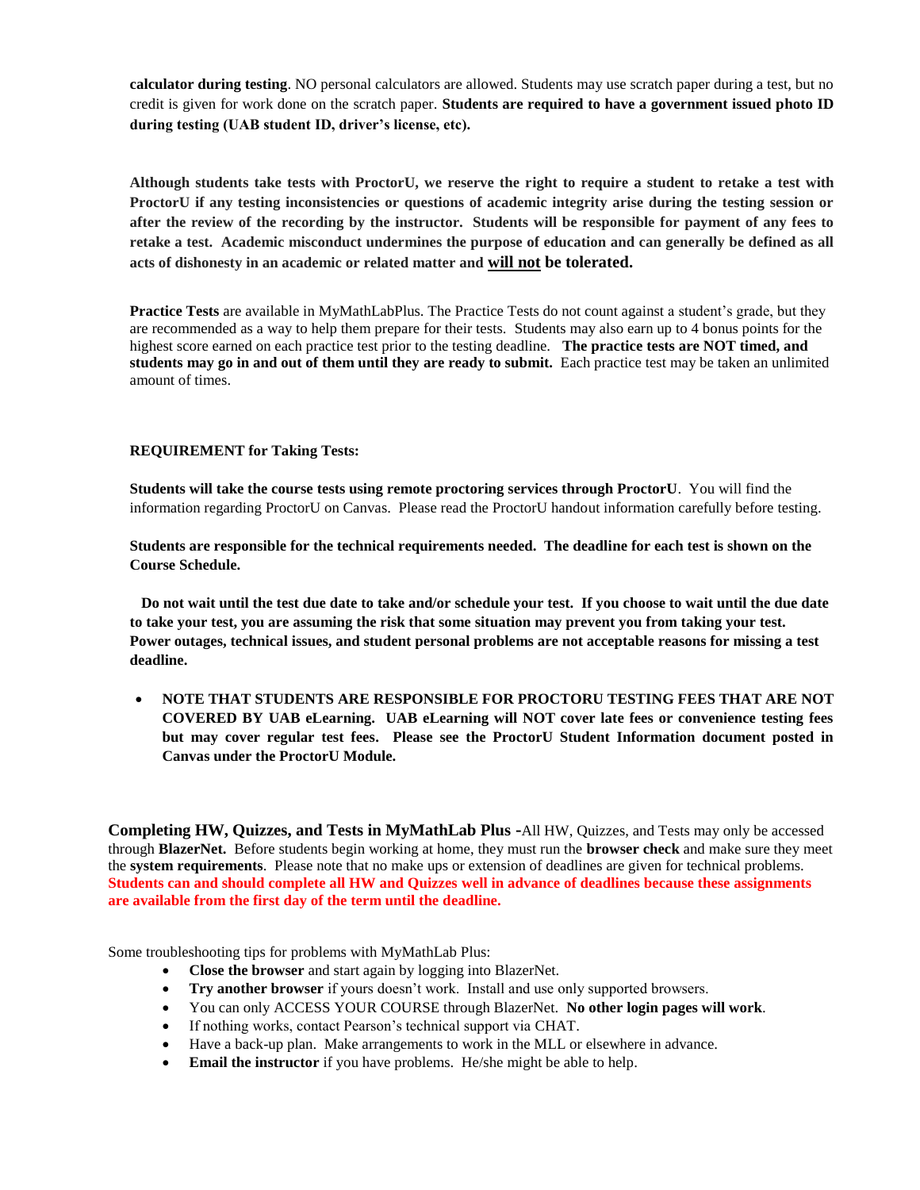**calculator during testing**. NO personal calculators are allowed. Students may use scratch paper during a test, but no credit is given for work done on the scratch paper. **Students are required to have a government issued photo ID during testing (UAB student ID, driver's license, etc).**

**Although students take tests with ProctorU, we reserve the right to require a student to retake a test with ProctorU if any testing inconsistencies or questions of academic integrity arise during the testing session or after the review of the recording by the instructor. Students will be responsible for payment of any fees to retake a test. Academic misconduct undermines the purpose of education and can generally be defined as all acts of dishonesty in an academic or related matter and <u>will not</u> be tolerated.**

**Practice Tests** are available in MyMathLabPlus. The Practice Tests do not count against a student's grade, but they are recommended as a way to help them prepare for their tests. Students may also earn up to 4 bonus points for the highest score earned on each practice test prior to the testing deadline. **The practice tests are NOT timed, and students may go in and out of them until they are ready to submit.** Each practice test may be taken an unlimited amount of times.

**REQUIREMENT for Taking Tests:**

**Students will take the course tests using remote proctoring services through ProctorU**. You will find the information regarding ProctorU on Canvas. Please read the ProctorU handout information carefully before testing.

**Students are responsible for the technical requirements needed. The deadline for each test is shown on the Course Schedule.**

**Do not wait until the test due date to take and/or schedule your test. If you choose to wait until the due date to take your test, you are assuming the risk that some situation may prevent you from taking your test. Power outages, technical issues, and student personal problems are not acceptable reasons for missing a test deadline.**

- **NOTE THAT STUDENTS ARE RESPONSIBLE FOR PROCTORU TESTING FEES THAT ARE NOT COVERED BY UAB eLearning. UAB eLearning will NOT cover late fees or convenience testing fees but may cover regular test fees. Please see the ProctorU Student Information document posted in Canvas under the ProctorU Module.**

**Completing HW, Quizzes, and Tests in MyMathLab Plus -**All HW, Quizzes, and Tests may only be accessed through **BlazerNet.** Before students begin working at home, they must run the **browser check** and make sure they meet the **system requirements**. Please note that no make ups or extension of deadlines are given for technical problems. **Students can and should complete all HW and Quizzes well in advance of deadlines because these assignments are available from the first day of the term until the deadline.**

Some troubleshooting tips for problems with MyMathLab Plus:

- **Close the browser** and start again by logging into BlazerNet.
- **Try another browser** if yours doesn't work. Install and use only supported browsers.
- You can only ACCESS YOUR COURSE through BlazerNet. **No other login pages will work**.
- If nothing works, contact Pearson's technical support via CHAT.
- Have a back-up plan. Make arrangements to work in the MLL or elsewhere in advance.
- **Email the instructor** if you have problems. He/she might be able to help.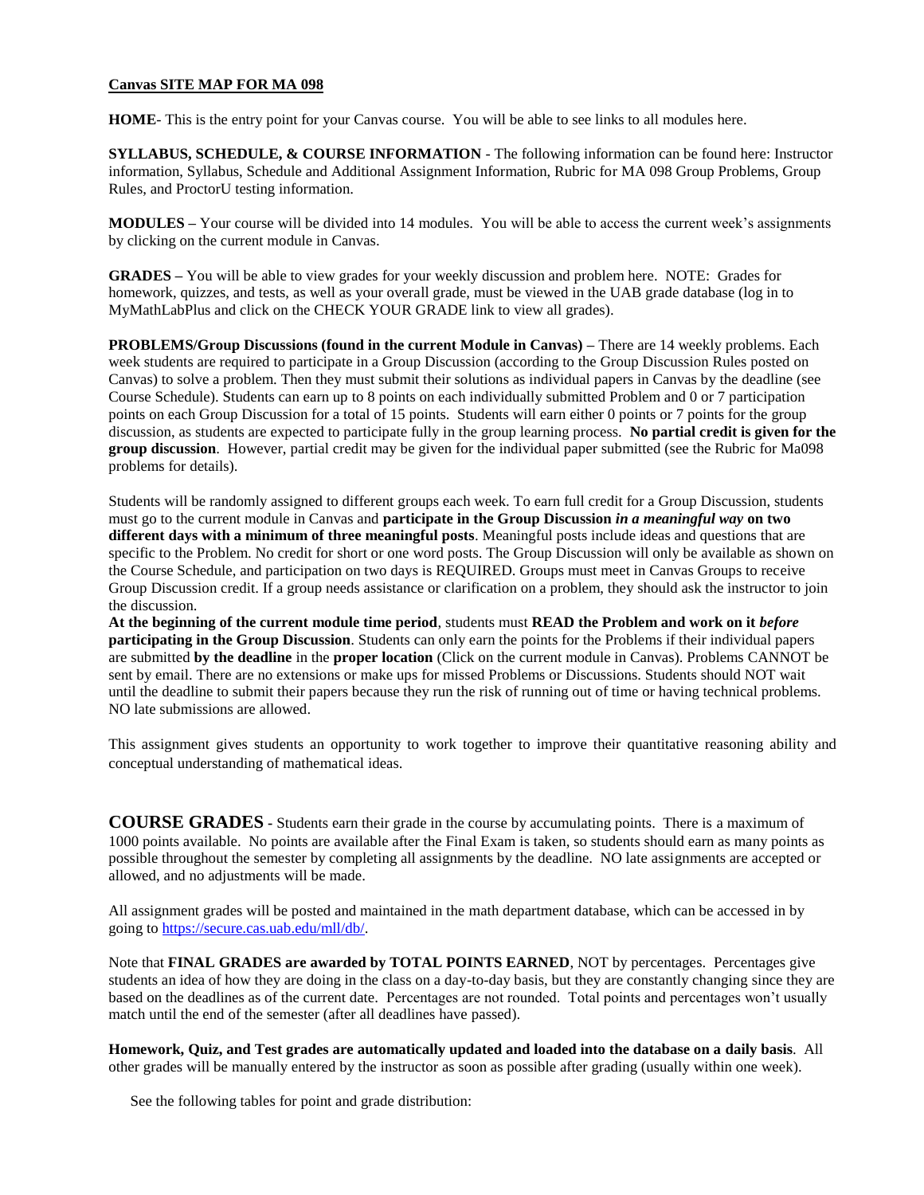## Canvas SITE MAP FOR MA 098

**HOME**- This is the entry point for your Canvas course. You will be able to see links to all modules here.

**SYLLABUS, SCHEDULE, & COURSE INFORMATION** - The following information can be found here: Instructor information, Syllabus, Schedule and Additional Assignment Information, Rubric for MA 098 Group Problems, Group Rules, and ProctorU testing information.

**MODULES –** Your course will be divided into 14 modules. You will be able to access the current week's assignments by clicking on the current module in Canvas.

**GRADES –** You will be able to view grades for your weekly discussion and problem here. NOTE: Grades for homework, quizzes, and tests, as well as your overall grade, must be viewed in the UAB grade database (log in to MyMathLabPlus and click on the CHECK YOUR GRADE link to view all grades).

**PROBLEMS/Group Discussions (found in the current Module in Canvas) –** There are 14 weekly problems. Each week students are required to participate in a Group Discussion (according to the Group Discussion Rules posted on Canvas) to solve a problem. Then they must submit their solutions as individual papers in Canvas by the deadline (see Course Schedule). Students can earn up to 8 points on each individually submitted Problem and 0 or 7 participation points on each Group Discussion for a total of 15 points. Students will earn either 0 points or 7 points for the group discussion, as students are expected to participate fully in the group learning process. **No partial credit is given for the group discussion**. However, partial credit may be given for the individual paper submitted (see the Rubric for Ma098 problems for details).

Students will be randomly assigned to different groups each week. To earn full credit for a Group Discussion, students must go to the current module in Canvas and **participate in the Group Discussion *in a meaningful way* on two different days with a minimum of three meaningful posts**. Meaningful posts include ideas and questions that are specific to the Problem. No credit for short or one word posts. The Group Discussion will only be available as shown on the Course Schedule, and participation on two days is REQUIRED. Groups must meet in Canvas Groups to receive Group Discussion credit. If a group needs assistance or clarification on a problem, they should ask the instructor to join the discussion.

**At the beginning of the current module time period**, students must **READ the Problem and work on it *before* participating in the Group Discussion**. Students can only earn the points for the Problems if their individual papers are submitted **by the deadline** in the **proper location** (Click on the current module in Canvas). Problems CANNOT be sent by email. There are no extensions or make ups for missed Problems or Discussions. Students should NOT wait until the deadline to submit their papers because they run the risk of running out of time or having technical problems. NO late submissions are allowed.

This assignment gives students an opportunity to work together to improve their quantitative reasoning ability and conceptual understanding of mathematical ideas.

**COURSE GRADES** - Students earn their grade in the course by accumulating points. There is a maximum of 1000 points available. No points are available after the Final Exam is taken, so students should earn as many points as possible throughout the semester by completing all assignments by the deadline. NO late assignments are accepted or allowed, and no adjustments will be made.

All assignment grades will be posted and maintained in the math department database, which can be accessed in by going to https://secure.cas.uab.edu/mll/db/.

Note that **FINAL GRADES are awarded by TOTAL POINTS EARNED**, NOT by percentages. Percentages give students an idea of how they are doing in the class on a day-to-day basis, but they are constantly changing since they are based on the deadlines as of the current date. Percentages are not rounded. Total points and percentages won't usually match until the end of the semester (after all deadlines have passed).

**Homework, Quiz, and Test grades are automatically updated and loaded into the database on a daily basis**. All other grades will be manually entered by the instructor as soon as possible after grading (usually within one week).

See the following tables for point and grade distribution: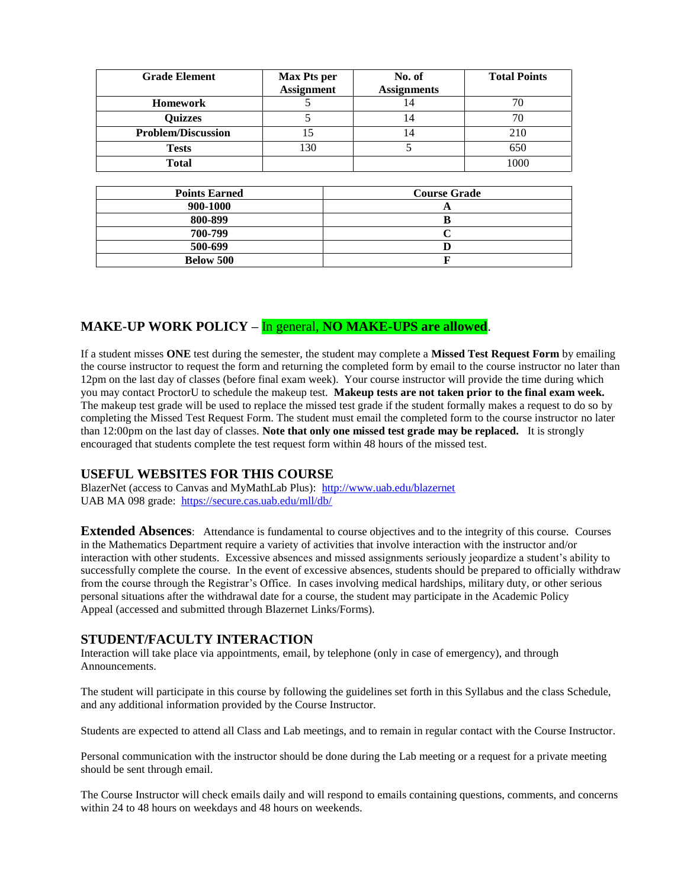| Grade Element | Max Pts per Assignment | No. of Assignments | Total Points |
|---|---|---|---|
| **Homework** | 5 | 14 | 70 |
| **Quizzes** | 5 | 14 | 70 |
| **Problem/Discussion** | 15 | 14 | 210 |
| **Tests** | 130 | 5 | 650 |
| **Total** | | | 1000 |

| Points Earned | Course Grade |
|---|---|
| **900-1000** | **A** |
| **800-899** | **B** |
| **700-799** | **C** |
| **500-699** | **D** |
| **Below 500** | **F** |

## MAKE-UP WORK POLICY – In general, **NO MAKE-UPS are allowed**.

If a student misses **ONE** test during the semester, the student may complete a **Missed Test Request Form** by emailing the course instructor to request the form and returning the completed form by email to the course instructor no later than 12pm on the last day of classes (before final exam week). Your course instructor will provide the time during which you may contact ProctorU to schedule the makeup test. **Makeup tests are not taken prior to the final exam week.** The makeup test grade will be used to replace the missed test grade if the student formally makes a request to do so by completing the Missed Test Request Form. The student must email the completed form to the course instructor no later than 12:00pm on the last day of classes. **Note that only one missed test grade may be replaced.** It is strongly encouraged that students complete the test request form within 48 hours of the missed test.

## USEFUL WEBSITES FOR THIS COURSE

BlazerNet (access to Canvas and MyMathLab Plus): http://www.uab.edu/blazernet
UAB MA 098 grade: https://secure.cas.uab.edu/mll/db/

**Extended Absences**: Attendance is fundamental to course objectives and to the integrity of this course. Courses in the Mathematics Department require a variety of activities that involve interaction with the instructor and/or interaction with other students. Excessive absences and missed assignments seriously jeopardize a student's ability to successfully complete the course. In the event of excessive absences, students should be prepared to officially withdraw from the course through the Registrar's Office. In cases involving medical hardships, military duty, or other serious personal situations after the withdrawal date for a course, the student may participate in the Academic Policy Appeal (accessed and submitted through Blazernet Links/Forms).

## STUDENT/FACULTY INTERACTION

Interaction will take place via appointments, email, by telephone (only in case of emergency), and through Announcements.

The student will participate in this course by following the guidelines set forth in this Syllabus and the class Schedule, and any additional information provided by the Course Instructor.

Students are expected to attend all Class and Lab meetings, and to remain in regular contact with the Course Instructor.

Personal communication with the instructor should be done during the Lab meeting or a request for a private meeting should be sent through email.

The Course Instructor will check emails daily and will respond to emails containing questions, comments, and concerns within 24 to 48 hours on weekdays and 48 hours on weekends.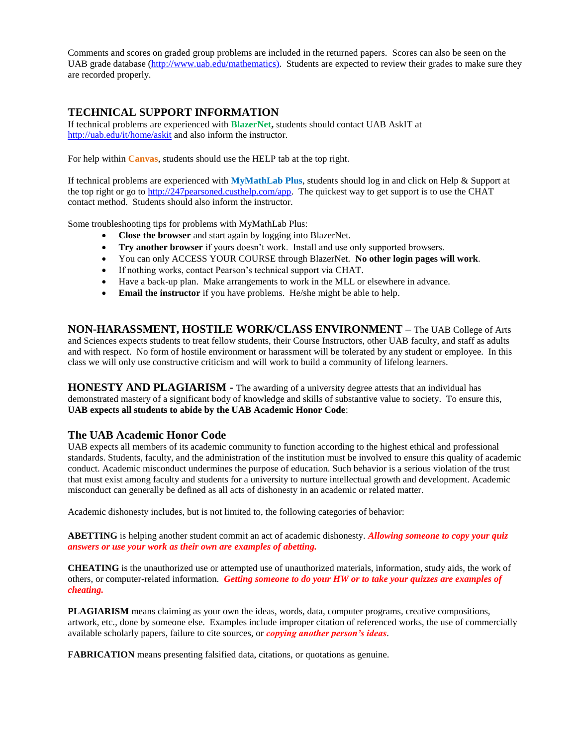Comments and scores on graded group problems are included in the returned papers. Scores can also be seen on the UAB grade database (http://www.uab.edu/mathematics). Students are expected to review their grades to make sure they are recorded properly.

## TECHNICAL SUPPORT INFORMATION

If technical problems are experienced with **BlazerNet,** students should contact UAB AskIT at http://uab.edu/it/home/askit and also inform the instructor.

For help within **Canvas**, students should use the HELP tab at the top right.

If technical problems are experienced with **MyMathLab Plus**, students should log in and click on Help & Support at the top right or go to http://247pearsoned.custhelp.com/app. The quickest way to get support is to use the CHAT contact method. Students should also inform the instructor.

Some troubleshooting tips for problems with MyMathLab Plus:

- **Close the browser** and start again by logging into BlazerNet.
- **Try another browser** if yours doesn't work. Install and use only supported browsers.
- You can only ACCESS YOUR COURSE through BlazerNet. **No other login pages will work**.
- If nothing works, contact Pearson's technical support via CHAT.
- Have a back-up plan. Make arrangements to work in the MLL or elsewhere in advance.
- **Email the instructor** if you have problems. He/she might be able to help.

**NON-HARASSMENT, HOSTILE WORK/CLASS ENVIRONMENT –** The UAB College of Arts and Sciences expects students to treat fellow students, their Course Instructors, other UAB faculty, and staff as adults and with respect. No form of hostile environment or harassment will be tolerated by any student or employee. In this class we will only use constructive criticism and will work to build a community of lifelong learners.

**HONESTY AND PLAGIARISM -** The awarding of a university degree attests that an individual has demonstrated mastery of a significant body of knowledge and skills of substantive value to society. To ensure this, **UAB expects all students to abide by the UAB Academic Honor Code**:

## The UAB Academic Honor Code

UAB expects all members of its academic community to function according to the highest ethical and professional standards. Students, faculty, and the administration of the institution must be involved to ensure this quality of academic conduct. Academic misconduct undermines the purpose of education. Such behavior is a serious violation of the trust that must exist among faculty and students for a university to nurture intellectual growth and development. Academic misconduct can generally be defined as all acts of dishonesty in an academic or related matter.

Academic dishonesty includes, but is not limited to, the following categories of behavior:

**ABETTING** is helping another student commit an act of academic dishonesty. ***Allowing someone to copy your quiz answers or use your work as their own are examples of abetting.***

**CHEATING** is the unauthorized use or attempted use of unauthorized materials, information, study aids, the work of others, or computer-related information. ***Getting someone to do your HW or to take your quizzes are examples of cheating.***

**PLAGIARISM** means claiming as your own the ideas, words, data, computer programs, creative compositions, artwork, etc., done by someone else. Examples include improper citation of referenced works, the use of commercially available scholarly papers, failure to cite sources, or ***copying another person's ideas***.

**FABRICATION** means presenting falsified data, citations, or quotations as genuine.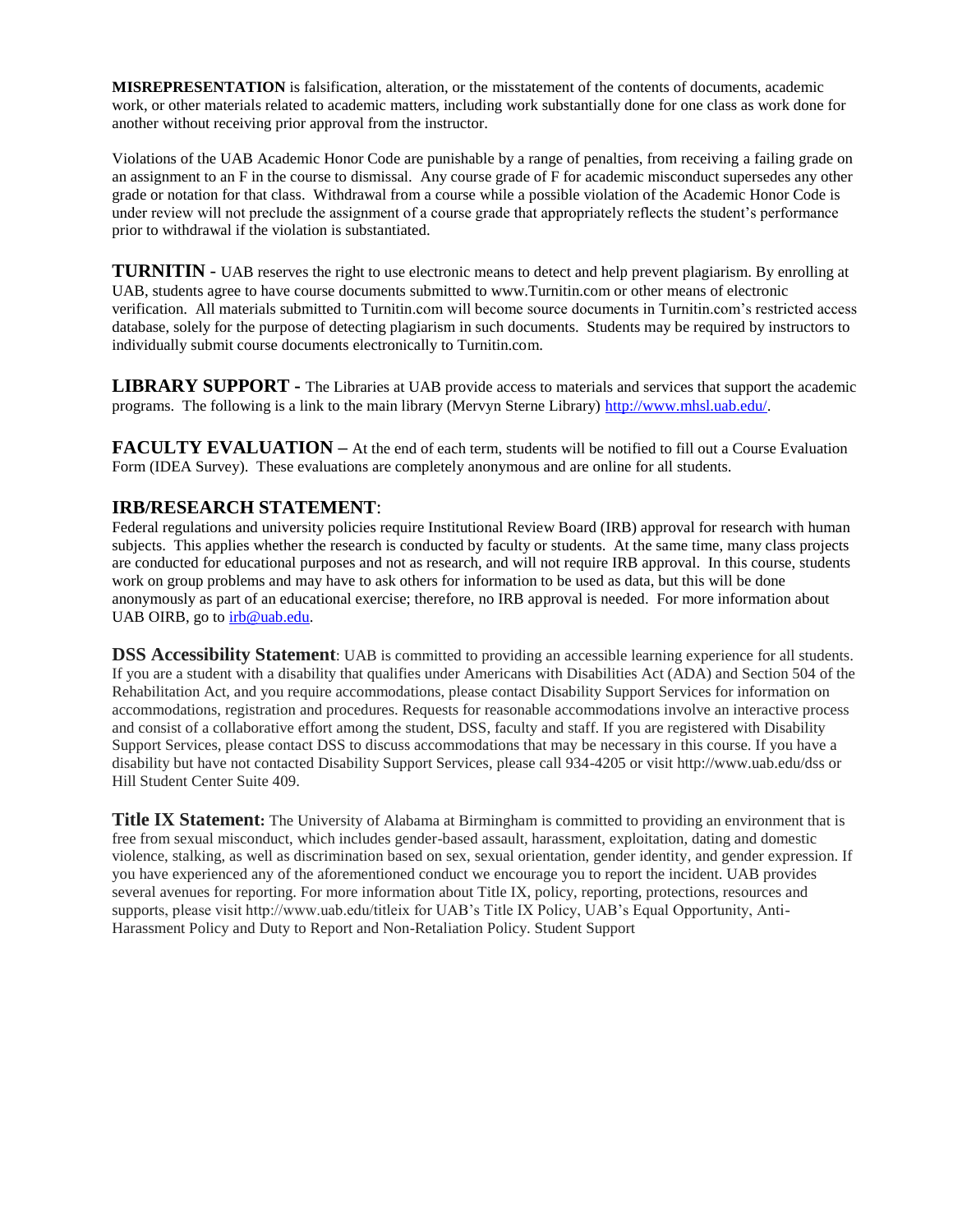**MISREPRESENTATION** is falsification, alteration, or the misstatement of the contents of documents, academic work, or other materials related to academic matters, including work substantially done for one class as work done for another without receiving prior approval from the instructor.

Violations of the UAB Academic Honor Code are punishable by a range of penalties, from receiving a failing grade on an assignment to an F in the course to dismissal. Any course grade of F for academic misconduct supersedes any other grade or notation for that class. Withdrawal from a course while a possible violation of the Academic Honor Code is under review will not preclude the assignment of a course grade that appropriately reflects the student's performance prior to withdrawal if the violation is substantiated.

**TURNITIN -** UAB reserves the right to use electronic means to detect and help prevent plagiarism. By enrolling at UAB, students agree to have course documents submitted to www.Turnitin.com or other means of electronic verification. All materials submitted to Turnitin.com will become source documents in Turnitin.com's restricted access database, solely for the purpose of detecting plagiarism in such documents. Students may be required by instructors to individually submit course documents electronically to Turnitin.com.

**LIBRARY SUPPORT -** The Libraries at UAB provide access to materials and services that support the academic programs. The following is a link to the main library (Mervyn Sterne Library) http://www.mhsl.uab.edu/.

**FACULTY EVALUATION –** At the end of each term, students will be notified to fill out a Course Evaluation Form (IDEA Survey). These evaluations are completely anonymous and are online for all students.

**IRB/RESEARCH STATEMENT**:
Federal regulations and university policies require Institutional Review Board (IRB) approval for research with human subjects. This applies whether the research is conducted by faculty or students. At the same time, many class projects are conducted for educational purposes and not as research, and will not require IRB approval. In this course, students work on group problems and may have to ask others for information to be used as data, but this will be done anonymously as part of an educational exercise; therefore, no IRB approval is needed. For more information about UAB OIRB, go to irb@uab.edu.

**DSS Accessibility Statement**: UAB is committed to providing an accessible learning experience for all students. If you are a student with a disability that qualifies under Americans with Disabilities Act (ADA) and Section 504 of the Rehabilitation Act, and you require accommodations, please contact Disability Support Services for information on accommodations, registration and procedures. Requests for reasonable accommodations involve an interactive process and consist of a collaborative effort among the student, DSS, faculty and staff. If you are registered with Disability Support Services, please contact DSS to discuss accommodations that may be necessary in this course. If you have a disability but have not contacted Disability Support Services, please call 934-4205 or visit http://www.uab.edu/dss or Hill Student Center Suite 409.

**Title IX Statement:** The University of Alabama at Birmingham is committed to providing an environment that is free from sexual misconduct, which includes gender-based assault, harassment, exploitation, dating and domestic violence, stalking, as well as discrimination based on sex, sexual orientation, gender identity, and gender expression. If you have experienced any of the aforementioned conduct we encourage you to report the incident. UAB provides several avenues for reporting. For more information about Title IX, policy, reporting, protections, resources and supports, please visit http://www.uab.edu/titleix for UAB's Title IX Policy, UAB's Equal Opportunity, Anti-Harassment Policy and Duty to Report and Non-Retaliation Policy. Student Support